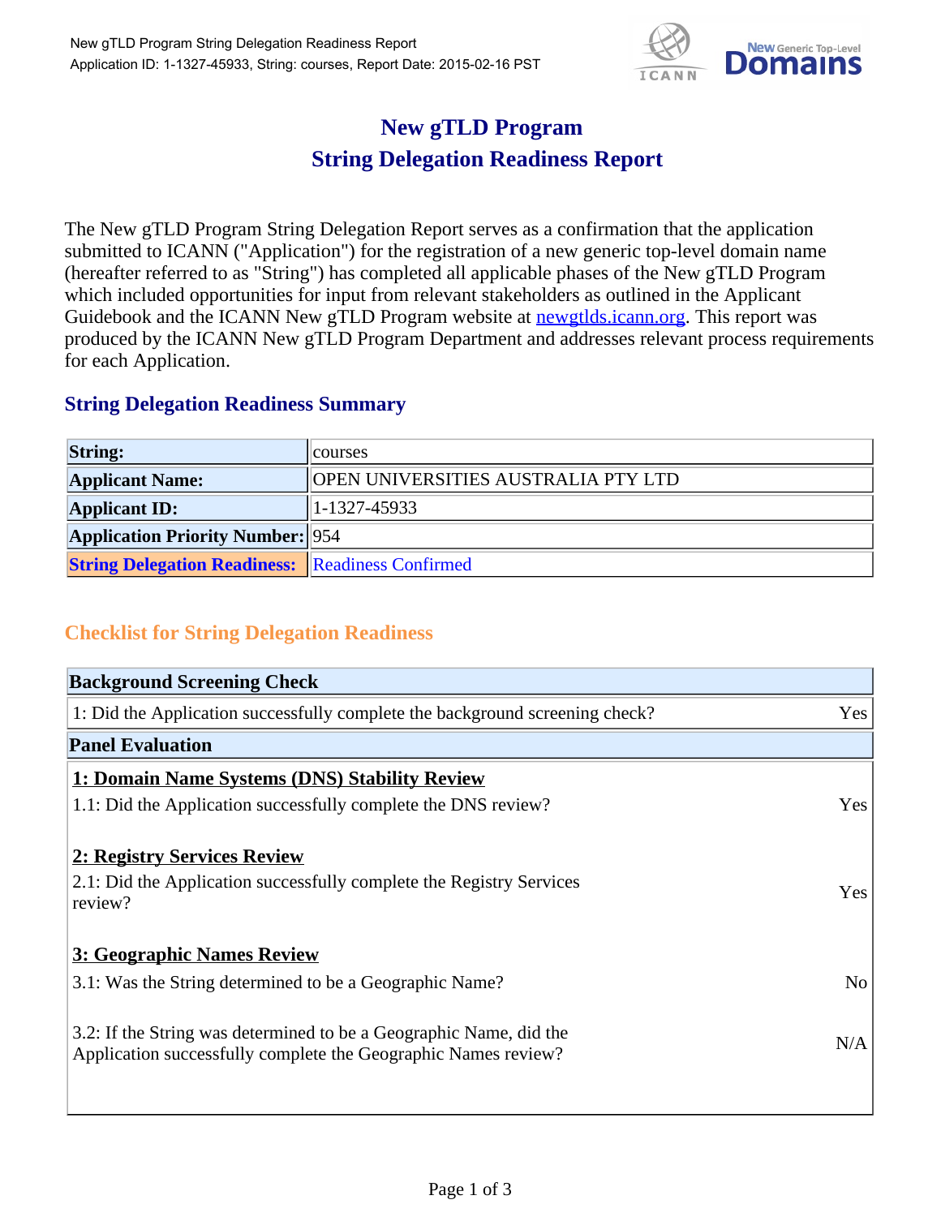# New gTLD Program
# String Delegation Readiness Report

The New gTLD Program String Delegation Report serves as a confirmation that the application submitted to ICANN ("Application") for the registration of a new generic top-level domain name (hereafter referred to as "String") has completed all applicable phases of the New gTLD Program which included opportunities for input from relevant stakeholders as outlined in the Applicant Guidebook and the ICANN New gTLD Program website at newgtlds.icann.org. This report was produced by the ICANN New gTLD Program Department and addresses relevant process requirements for each Application.

## String Delegation Readiness Summary

| | |
|---|---|
| **String:** | courses |
| **Applicant Name:** | OPEN UNIVERSITIES AUSTRALIA PTY LTD |
| **Applicant ID:** | 1-1327-45933 |
| **Application Priority Number:** | 954 |
| **String Delegation Readiness:** | Readiness Confirmed |

## Checklist for String Delegation Readiness

| **Background Screening Check** | |
|---|---|
| 1: Did the Application successfully complete the background screening check? | Yes |
| **Panel Evaluation** | |
| **1: Domain Name Systems (DNS) Stability Review** | |
| 1.1: Did the Application successfully complete the DNS review? | Yes |
| **2: Registry Services Review** | |
| 2.1: Did the Application successfully complete the Registry Services review? | Yes |
| **3: Geographic Names Review** | |
| 3.1: Was the String determined to be a Geographic Name? | No |
| 3.2: If the String was determined to be a Geographic Name, did the Application successfully complete the Geographic Names review? | N/A |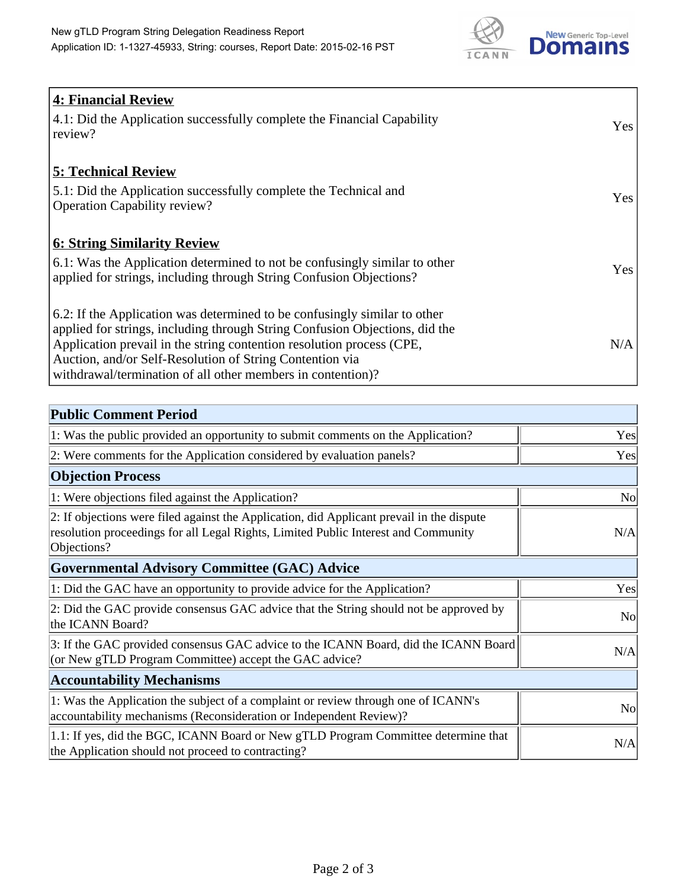| **4: Financial Review** | |
|---|---|
| 4.1: Did the Application successfully complete the Financial Capability review? | Yes |
| **5: Technical Review** | |
| 5.1: Did the Application successfully complete the Technical and Operation Capability review? | Yes |
| **6: String Similarity Review** | |
| 6.1: Was the Application determined to not be confusingly similar to other applied for strings, including through String Confusion Objections? | Yes |
| 6.2: If the Application was determined to be confusingly similar to other applied for strings, including through String Confusion Objections, did the Application prevail in the string contention resolution process (CPE, Auction, and/or Self-Resolution of String Contention via withdrawal/termination of all other members in contention)? | N/A |

| **Public Comment Period** | |
|---|---|
| 1: Was the public provided an opportunity to submit comments on the Application? | Yes |
| 2: Were comments for the Application considered by evaluation panels? | Yes |
| **Objection Process** | |
| 1: Were objections filed against the Application? | No |
| 2: If objections were filed against the Application, did Applicant prevail in the dispute resolution proceedings for all Legal Rights, Limited Public Interest and Community Objections? | N/A |
| **Governmental Advisory Committee (GAC) Advice** | |
| 1: Did the GAC have an opportunity to provide advice for the Application? | Yes |
| 2: Did the GAC provide consensus GAC advice that the String should not be approved by the ICANN Board? | No |
| 3: If the GAC provided consensus GAC advice to the ICANN Board, did the ICANN Board (or New gTLD Program Committee) accept the GAC advice? | N/A |
| **Accountability Mechanisms** | |
| 1: Was the Application the subject of a complaint or review through one of ICANN's accountability mechanisms (Reconsideration or Independent Review)? | No |
| 1.1: If yes, did the BGC, ICANN Board or New gTLD Program Committee determine that the Application should not proceed to contracting? | N/A |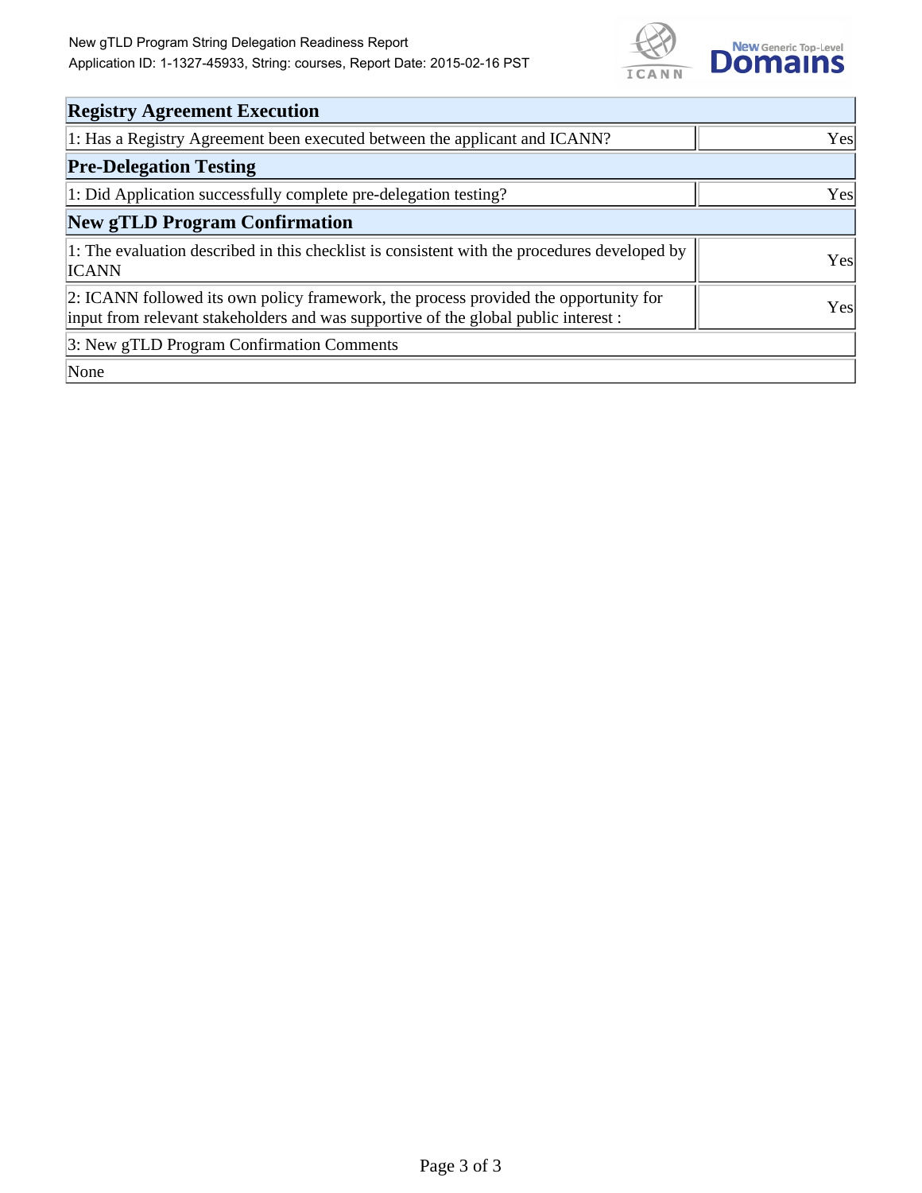| Registry Agreement Execution | |
|---|---|
| 1: Has a Registry Agreement been executed between the applicant and ICANN? | Yes |

| Pre-Delegation Testing | |
|---|---|
| 1: Did Application successfully complete pre-delegation testing? | Yes |

| New gTLD Program Confirmation | |
|---|---|
| 1: The evaluation described in this checklist is consistent with the procedures developed by ICANN | Yes |
| 2: ICANN followed its own policy framework, the process provided the opportunity for input from relevant stakeholders and was supportive of the global public interest : | Yes |
| 3: New gTLD Program Confirmation Comments | |
| None | |